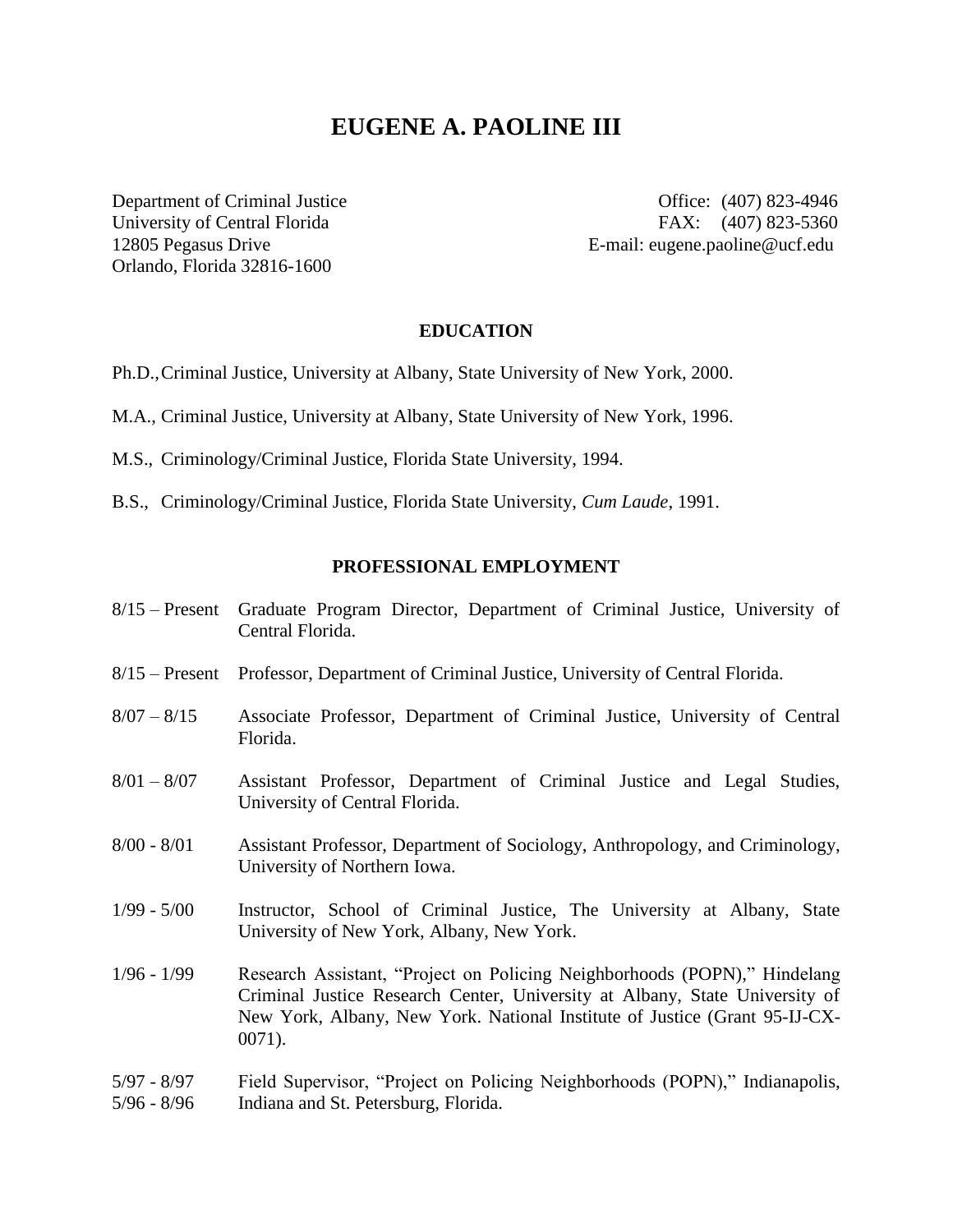# EUGENE A. PAOLINE III

Department of Criminal Justice
University of Central Florida
12805 Pegasus Drive
Orlando, Florida 32816-1600

Office: (407) 823-4946
FAX: (407) 823-5360
E-mail: eugene.paoline@ucf.edu

## EDUCATION

Ph.D., Criminal Justice, University at Albany, State University of New York, 2000.

M.A., Criminal Justice, University at Albany, State University of New York, 1996.

M.S., Criminology/Criminal Justice, Florida State University, 1994.

B.S., Criminology/Criminal Justice, Florida State University, *Cum Laude*, 1991.

## PROFESSIONAL EMPLOYMENT

8/15 – Present Graduate Program Director, Department of Criminal Justice, University of Central Florida.

8/15 – Present Professor, Department of Criminal Justice, University of Central Florida.

8/07 – 8/15 Associate Professor, Department of Criminal Justice, University of Central Florida.

8/01 – 8/07 Assistant Professor, Department of Criminal Justice and Legal Studies, University of Central Florida.

8/00 - 8/01 Assistant Professor, Department of Sociology, Anthropology, and Criminology, University of Northern Iowa.

1/99 - 5/00 Instructor, School of Criminal Justice, The University at Albany, State University of New York, Albany, New York.

1/96 - 1/99 Research Assistant, "Project on Policing Neighborhoods (POPN)," Hindelang Criminal Justice Research Center, University at Albany, State University of New York, Albany, New York. National Institute of Justice (Grant 95-IJ-CX-0071).

5/97 - 8/97
5/96 - 8/96 Field Supervisor, "Project on Policing Neighborhoods (POPN)," Indianapolis, Indiana and St. Petersburg, Florida.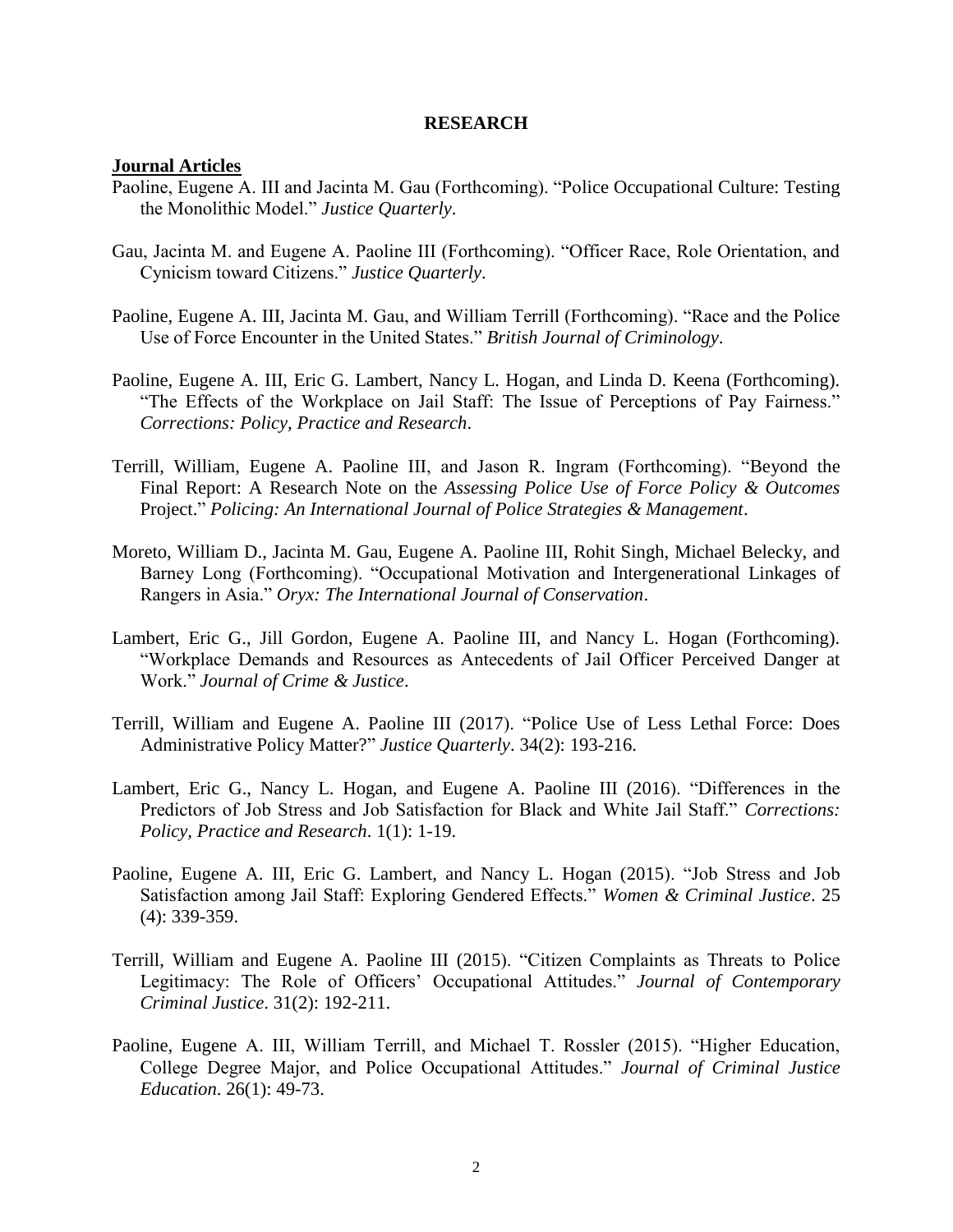## RESEARCH

**Journal Articles**

Paoline, Eugene A. III and Jacinta M. Gau (Forthcoming). "Police Occupational Culture: Testing the Monolithic Model." *Justice Quarterly*.

Gau, Jacinta M. and Eugene A. Paoline III (Forthcoming). "Officer Race, Role Orientation, and Cynicism toward Citizens." *Justice Quarterly*.

Paoline, Eugene A. III, Jacinta M. Gau, and William Terrill (Forthcoming). "Race and the Police Use of Force Encounter in the United States." *British Journal of Criminology*.

Paoline, Eugene A. III, Eric G. Lambert, Nancy L. Hogan, and Linda D. Keena (Forthcoming). "The Effects of the Workplace on Jail Staff: The Issue of Perceptions of Pay Fairness." *Corrections: Policy, Practice and Research*.

Terrill, William, Eugene A. Paoline III, and Jason R. Ingram (Forthcoming). "Beyond the Final Report: A Research Note on the *Assessing Police Use of Force Policy & Outcomes* Project." *Policing: An International Journal of Police Strategies & Management*.

Moreto, William D., Jacinta M. Gau, Eugene A. Paoline III, Rohit Singh, Michael Belecky, and Barney Long (Forthcoming). "Occupational Motivation and Intergenerational Linkages of Rangers in Asia." *Oryx: The International Journal of Conservation*.

Lambert, Eric G., Jill Gordon, Eugene A. Paoline III, and Nancy L. Hogan (Forthcoming). "Workplace Demands and Resources as Antecedents of Jail Officer Perceived Danger at Work." *Journal of Crime & Justice*.

Terrill, William and Eugene A. Paoline III (2017). "Police Use of Less Lethal Force: Does Administrative Policy Matter?" *Justice Quarterly*. 34(2): 193-216.

Lambert, Eric G., Nancy L. Hogan, and Eugene A. Paoline III (2016). "Differences in the Predictors of Job Stress and Job Satisfaction for Black and White Jail Staff." *Corrections: Policy, Practice and Research*. 1(1): 1-19.

Paoline, Eugene A. III, Eric G. Lambert, and Nancy L. Hogan (2015). "Job Stress and Job Satisfaction among Jail Staff: Exploring Gendered Effects." *Women & Criminal Justice*. 25 (4): 339-359.

Terrill, William and Eugene A. Paoline III (2015). "Citizen Complaints as Threats to Police Legitimacy: The Role of Officers' Occupational Attitudes." *Journal of Contemporary Criminal Justice*. 31(2): 192-211.

Paoline, Eugene A. III, William Terrill, and Michael T. Rossler (2015). "Higher Education, College Degree Major, and Police Occupational Attitudes." *Journal of Criminal Justice Education*. 26(1): 49-73.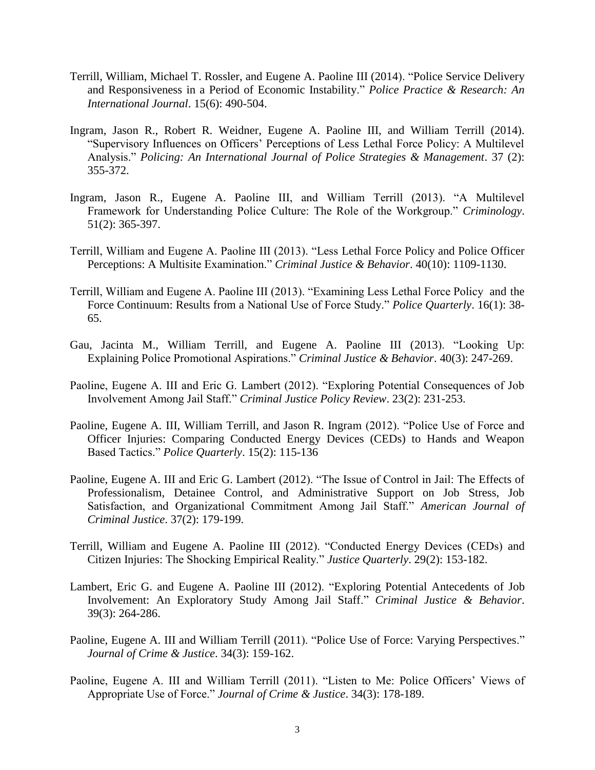Terrill, William, Michael T. Rossler, and Eugene A. Paoline III (2014). "Police Service Delivery and Responsiveness in a Period of Economic Instability." *Police Practice & Research: An International Journal*. 15(6): 490-504.

Ingram, Jason R., Robert R. Weidner, Eugene A. Paoline III, and William Terrill (2014). "Supervisory Influences on Officers' Perceptions of Less Lethal Force Policy: A Multilevel Analysis." *Policing: An International Journal of Police Strategies & Management*. 37 (2): 355-372.

Ingram, Jason R., Eugene A. Paoline III, and William Terrill (2013). "A Multilevel Framework for Understanding Police Culture: The Role of the Workgroup." *Criminology*. 51(2): 365-397.

Terrill, William and Eugene A. Paoline III (2013). "Less Lethal Force Policy and Police Officer Perceptions: A Multisite Examination." *Criminal Justice & Behavior*. 40(10): 1109-1130.

Terrill, William and Eugene A. Paoline III (2013). "Examining Less Lethal Force Policy and the Force Continuum: Results from a National Use of Force Study." *Police Quarterly*. 16(1): 38-65.

Gau, Jacinta M., William Terrill, and Eugene A. Paoline III (2013). "Looking Up: Explaining Police Promotional Aspirations." *Criminal Justice & Behavior*. 40(3): 247-269.

Paoline, Eugene A. III and Eric G. Lambert (2012). "Exploring Potential Consequences of Job Involvement Among Jail Staff." *Criminal Justice Policy Review*. 23(2): 231-253.

Paoline, Eugene A. III, William Terrill, and Jason R. Ingram (2012). "Police Use of Force and Officer Injuries: Comparing Conducted Energy Devices (CEDs) to Hands and Weapon Based Tactics." *Police Quarterly*. 15(2): 115-136

Paoline, Eugene A. III and Eric G. Lambert (2012). "The Issue of Control in Jail: The Effects of Professionalism, Detainee Control, and Administrative Support on Job Stress, Job Satisfaction, and Organizational Commitment Among Jail Staff." *American Journal of Criminal Justice*. 37(2): 179-199.

Terrill, William and Eugene A. Paoline III (2012). "Conducted Energy Devices (CEDs) and Citizen Injuries: The Shocking Empirical Reality." *Justice Quarterly*. 29(2): 153-182.

Lambert, Eric G. and Eugene A. Paoline III (2012). "Exploring Potential Antecedents of Job Involvement: An Exploratory Study Among Jail Staff." *Criminal Justice & Behavior*. 39(3): 264-286.

Paoline, Eugene A. III and William Terrill (2011). "Police Use of Force: Varying Perspectives." *Journal of Crime & Justice*. 34(3): 159-162.

Paoline, Eugene A. III and William Terrill (2011). "Listen to Me: Police Officers' Views of Appropriate Use of Force." *Journal of Crime & Justice*. 34(3): 178-189.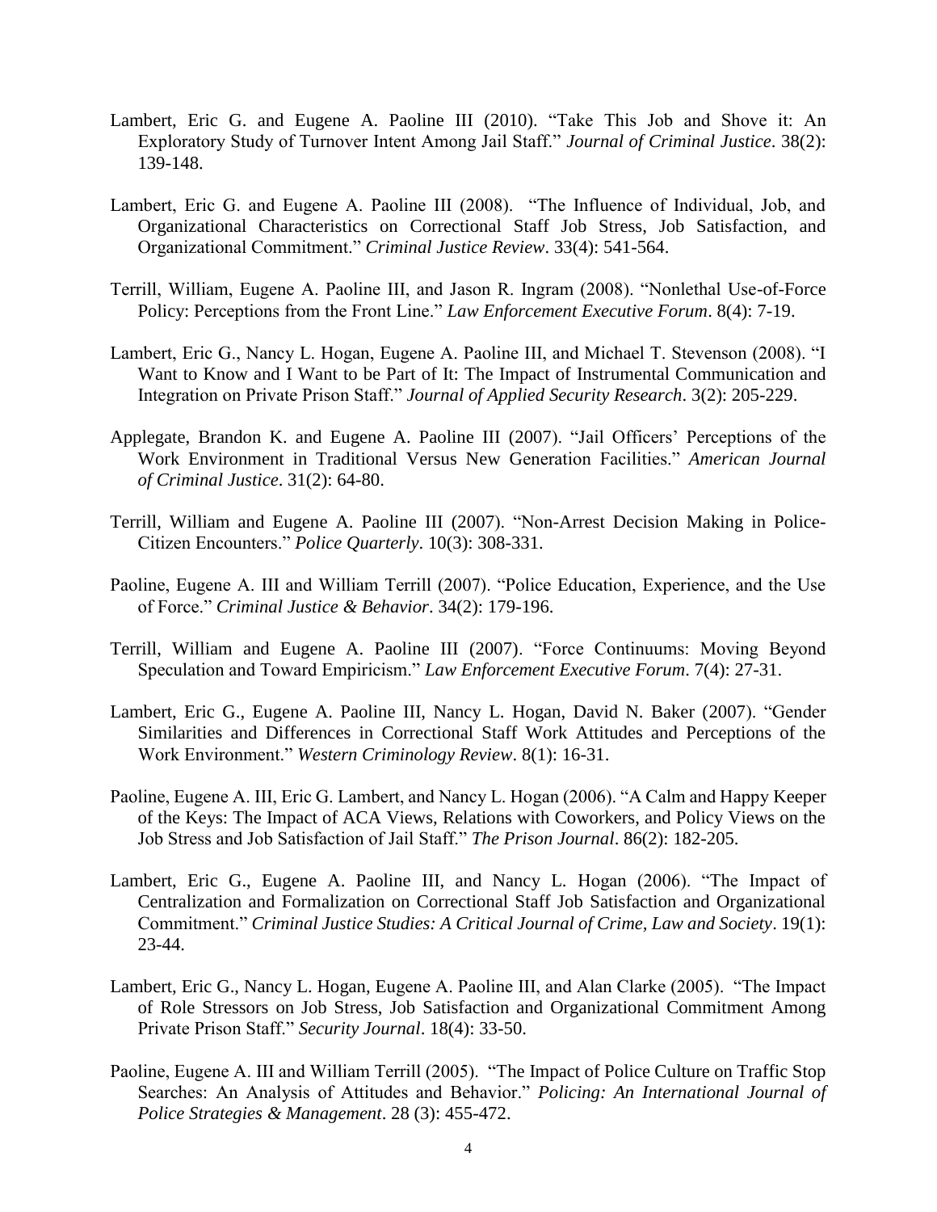Lambert, Eric G. and Eugene A. Paoline III (2010). "Take This Job and Shove it: An Exploratory Study of Turnover Intent Among Jail Staff." *Journal of Criminal Justice*. 38(2): 139-148.

Lambert, Eric G. and Eugene A. Paoline III (2008). "The Influence of Individual, Job, and Organizational Characteristics on Correctional Staff Job Stress, Job Satisfaction, and Organizational Commitment." *Criminal Justice Review*. 33(4): 541-564.

Terrill, William, Eugene A. Paoline III, and Jason R. Ingram (2008). "Nonlethal Use-of-Force Policy: Perceptions from the Front Line." *Law Enforcement Executive Forum*. 8(4): 7-19.

Lambert, Eric G., Nancy L. Hogan, Eugene A. Paoline III, and Michael T. Stevenson (2008). "I Want to Know and I Want to be Part of It: The Impact of Instrumental Communication and Integration on Private Prison Staff." *Journal of Applied Security Research*. 3(2): 205-229.

Applegate, Brandon K. and Eugene A. Paoline III (2007). "Jail Officers' Perceptions of the Work Environment in Traditional Versus New Generation Facilities." *American Journal of Criminal Justice*. 31(2): 64-80.

Terrill, William and Eugene A. Paoline III (2007). "Non-Arrest Decision Making in Police-Citizen Encounters." *Police Quarterly*. 10(3): 308-331.

Paoline, Eugene A. III and William Terrill (2007). "Police Education, Experience, and the Use of Force." *Criminal Justice & Behavior*. 34(2): 179-196.

Terrill, William and Eugene A. Paoline III (2007). "Force Continuums: Moving Beyond Speculation and Toward Empiricism." *Law Enforcement Executive Forum*. 7(4): 27-31.

Lambert, Eric G., Eugene A. Paoline III, Nancy L. Hogan, David N. Baker (2007). "Gender Similarities and Differences in Correctional Staff Work Attitudes and Perceptions of the Work Environment." *Western Criminology Review*. 8(1): 16-31.

Paoline, Eugene A. III, Eric G. Lambert, and Nancy L. Hogan (2006). "A Calm and Happy Keeper of the Keys: The Impact of ACA Views, Relations with Coworkers, and Policy Views on the Job Stress and Job Satisfaction of Jail Staff." *The Prison Journal*. 86(2): 182-205.

Lambert, Eric G., Eugene A. Paoline III, and Nancy L. Hogan (2006). "The Impact of Centralization and Formalization on Correctional Staff Job Satisfaction and Organizational Commitment." *Criminal Justice Studies: A Critical Journal of Crime, Law and Society*. 19(1): 23-44.

Lambert, Eric G., Nancy L. Hogan, Eugene A. Paoline III, and Alan Clarke (2005). "The Impact of Role Stressors on Job Stress, Job Satisfaction and Organizational Commitment Among Private Prison Staff." *Security Journal*. 18(4): 33-50.

Paoline, Eugene A. III and William Terrill (2005). "The Impact of Police Culture on Traffic Stop Searches: An Analysis of Attitudes and Behavior." *Policing: An International Journal of Police Strategies & Management*. 28 (3): 455-472.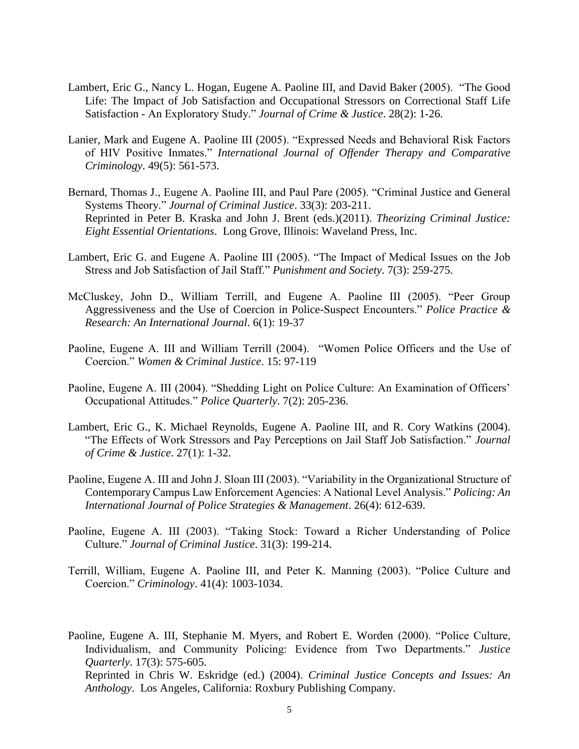Lambert, Eric G., Nancy L. Hogan, Eugene A. Paoline III, and David Baker (2005). "The Good Life: The Impact of Job Satisfaction and Occupational Stressors on Correctional Staff Life Satisfaction - An Exploratory Study." *Journal of Crime & Justice*. 28(2): 1-26.

Lanier, Mark and Eugene A. Paoline III (2005). "Expressed Needs and Behavioral Risk Factors of HIV Positive Inmates." *International Journal of Offender Therapy and Comparative Criminology*. 49(5): 561-573.

Bernard, Thomas J., Eugene A. Paoline III, and Paul Pare (2005). "Criminal Justice and General Systems Theory." *Journal of Criminal Justice*. 33(3): 203-211.
Reprinted in Peter B. Kraska and John J. Brent (eds.)(2011). *Theorizing Criminal Justice: Eight Essential Orientations*. Long Grove, Illinois: Waveland Press, Inc.

Lambert, Eric G. and Eugene A. Paoline III (2005). "The Impact of Medical Issues on the Job Stress and Job Satisfaction of Jail Staff." *Punishment and Society*. 7(3): 259-275.

McCluskey, John D., William Terrill, and Eugene A. Paoline III (2005). "Peer Group Aggressiveness and the Use of Coercion in Police-Suspect Encounters." *Police Practice & Research: An International Journal*. 6(1): 19-37

Paoline, Eugene A. III and William Terrill (2004). "Women Police Officers and the Use of Coercion." *Women & Criminal Justice*. 15: 97-119

Paoline, Eugene A. III (2004). "Shedding Light on Police Culture: An Examination of Officers' Occupational Attitudes." *Police Quarterly*. 7(2): 205-236.

Lambert, Eric G., K. Michael Reynolds, Eugene A. Paoline III, and R. Cory Watkins (2004). "The Effects of Work Stressors and Pay Perceptions on Jail Staff Job Satisfaction." *Journal of Crime & Justice*. 27(1): 1-32.

Paoline, Eugene A. III and John J. Sloan III (2003). "Variability in the Organizational Structure of Contemporary Campus Law Enforcement Agencies: A National Level Analysis." *Policing: An International Journal of Police Strategies & Management*. 26(4): 612-639.

Paoline, Eugene A. III (2003). "Taking Stock: Toward a Richer Understanding of Police Culture." *Journal of Criminal Justice*. 31(3): 199-214.

Terrill, William, Eugene A. Paoline III, and Peter K. Manning (2003). "Police Culture and Coercion." *Criminology*. 41(4): 1003-1034.

Paoline, Eugene A. III, Stephanie M. Myers, and Robert E. Worden (2000). "Police Culture, Individualism, and Community Policing: Evidence from Two Departments." *Justice Quarterly*. 17(3): 575-605.
Reprinted in Chris W. Eskridge (ed.) (2004). *Criminal Justice Concepts and Issues: An Anthology*. Los Angeles, California: Roxbury Publishing Company.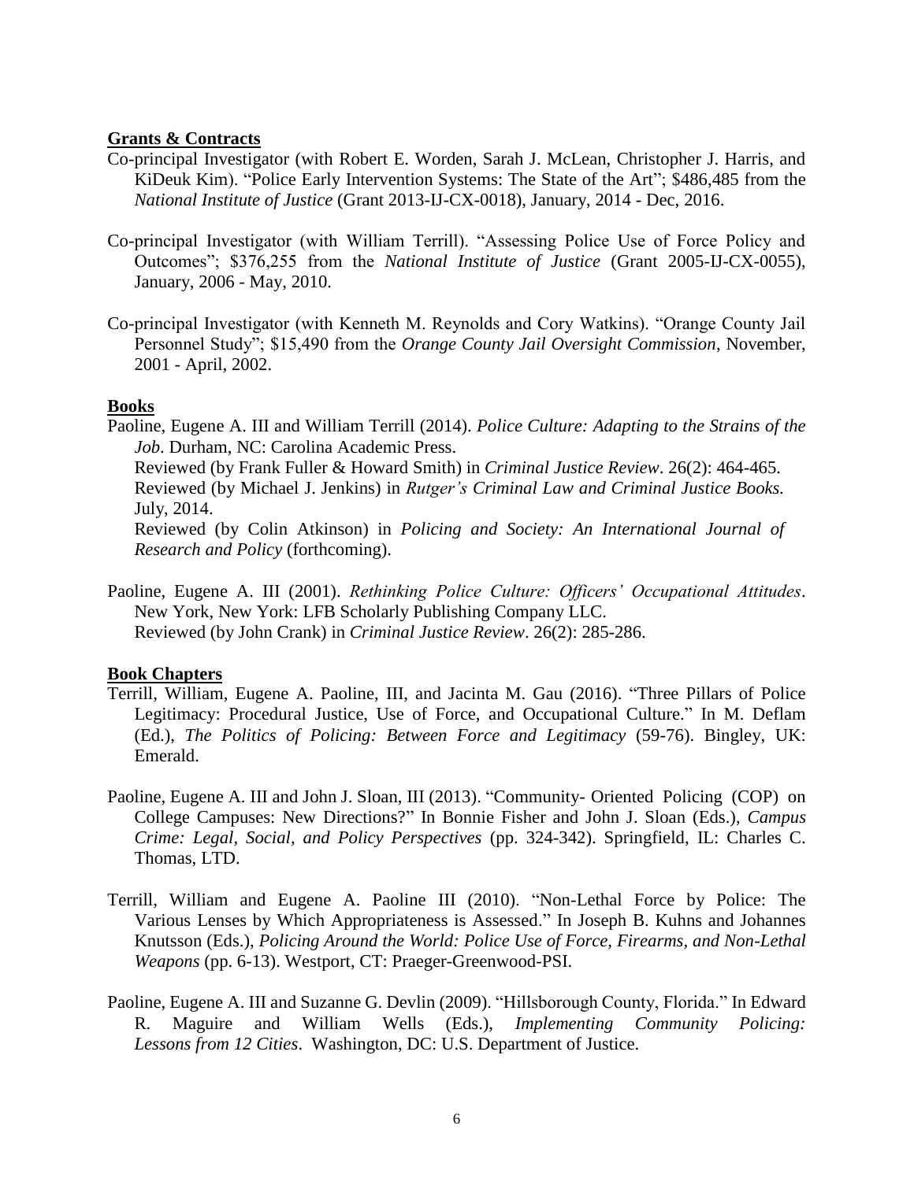**Grants & Contracts**

Co-principal Investigator (with Robert E. Worden, Sarah J. McLean, Christopher J. Harris, and KiDeuk Kim). "Police Early Intervention Systems: The State of the Art"; $486,485 from the *National Institute of Justice* (Grant 2013-IJ-CX-0018), January, 2014 - Dec, 2016.

Co-principal Investigator (with William Terrill). "Assessing Police Use of Force Policy and Outcomes"; $376,255 from the *National Institute of Justice* (Grant 2005-IJ-CX-0055), January, 2006 - May, 2010.

Co-principal Investigator (with Kenneth M. Reynolds and Cory Watkins). "Orange County Jail Personnel Study"; $15,490 from the *Orange County Jail Oversight Commission*, November, 2001 - April, 2002.

**Books**

Paoline, Eugene A. III and William Terrill (2014). *Police Culture: Adapting to the Strains of the Job*. Durham, NC: Carolina Academic Press.
Reviewed (by Frank Fuller & Howard Smith) in *Criminal Justice Review*. 26(2): 464-465.
Reviewed (by Michael J. Jenkins) in *Rutger's Criminal Law and Criminal Justice Books.* July, 2014.
Reviewed (by Colin Atkinson) in *Policing and Society: An International Journal of Research and Policy* (forthcoming).

Paoline, Eugene A. III (2001). *Rethinking Police Culture: Officers' Occupational Attitudes*. New York, New York: LFB Scholarly Publishing Company LLC.
Reviewed (by John Crank) in *Criminal Justice Review*. 26(2): 285-286.

**Book Chapters**

Terrill, William, Eugene A. Paoline, III, and Jacinta M. Gau (2016). "Three Pillars of Police Legitimacy: Procedural Justice, Use of Force, and Occupational Culture." In M. Deflam (Ed.), *The Politics of Policing: Between Force and Legitimacy* (59-76). Bingley, UK: Emerald.

Paoline, Eugene A. III and John J. Sloan, III (2013). "Community- Oriented Policing (COP) on College Campuses: New Directions?" In Bonnie Fisher and John J. Sloan (Eds.), *Campus Crime: Legal, Social, and Policy Perspectives* (pp. 324-342). Springfield, IL: Charles C. Thomas, LTD.

Terrill, William and Eugene A. Paoline III (2010). "Non-Lethal Force by Police: The Various Lenses by Which Appropriateness is Assessed." In Joseph B. Kuhns and Johannes Knutsson (Eds.), *Policing Around the World: Police Use of Force, Firearms, and Non-Lethal Weapons* (pp. 6-13). Westport, CT: Praeger-Greenwood-PSI.

Paoline, Eugene A. III and Suzanne G. Devlin (2009). "Hillsborough County, Florida." In Edward R. Maguire and William Wells (Eds.), *Implementing Community Policing: Lessons from 12 Cities*. Washington, DC: U.S. Department of Justice.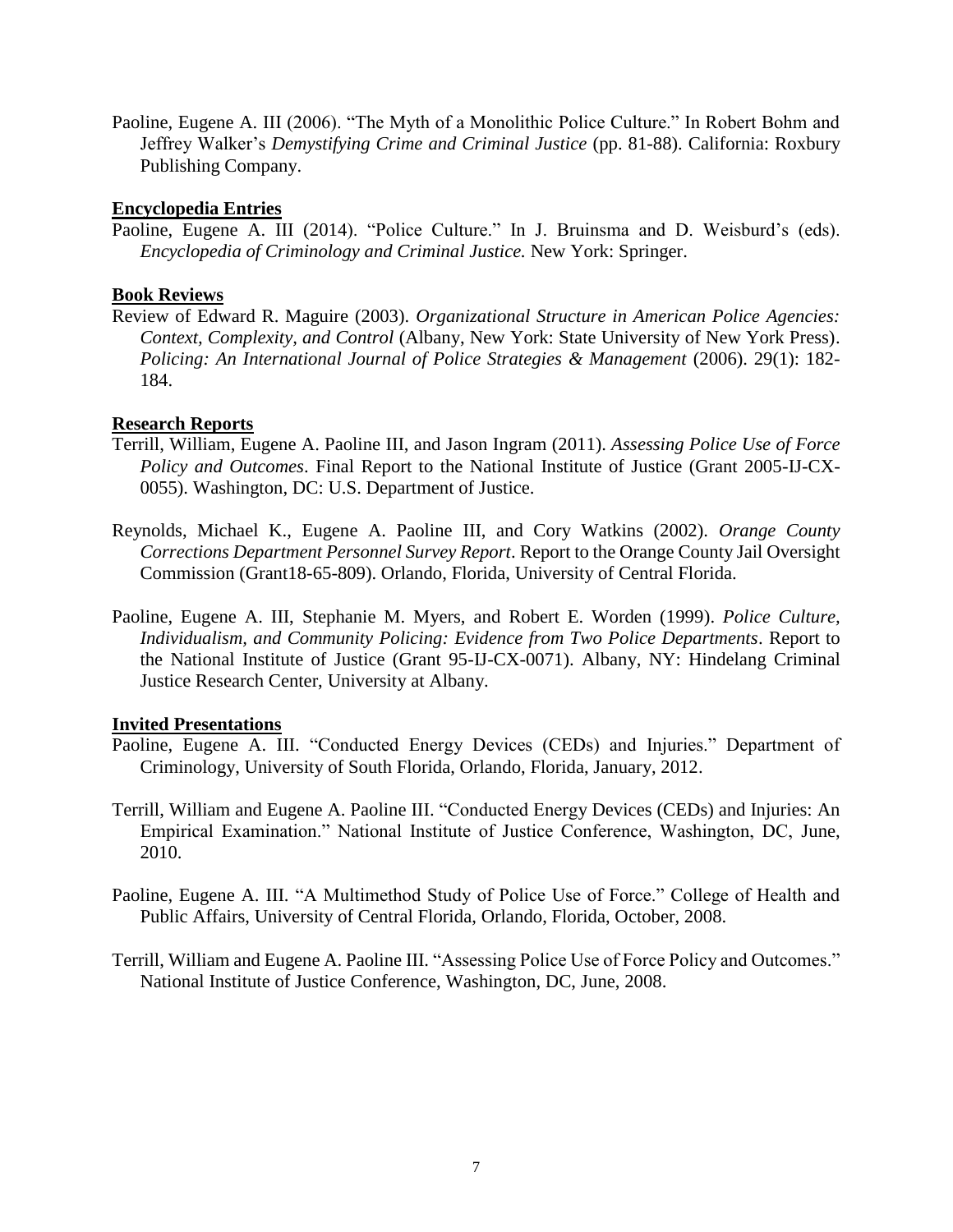Paoline, Eugene A. III (2006). "The Myth of a Monolithic Police Culture." In Robert Bohm and Jeffrey Walker's *Demystifying Crime and Criminal Justice* (pp. 81-88). California: Roxbury Publishing Company.

**Encyclopedia Entries**

Paoline, Eugene A. III (2014). "Police Culture." In J. Bruinsma and D. Weisburd's (eds). *Encyclopedia of Criminology and Criminal Justice.* New York: Springer.

**Book Reviews**

Review of Edward R. Maguire (2003). *Organizational Structure in American Police Agencies: Context, Complexity, and Control* (Albany, New York: State University of New York Press). *Policing: An International Journal of Police Strategies & Management* (2006). 29(1): 182-184.

**Research Reports**

Terrill, William, Eugene A. Paoline III, and Jason Ingram (2011). *Assessing Police Use of Force Policy and Outcomes*. Final Report to the National Institute of Justice (Grant 2005-IJ-CX-0055). Washington, DC: U.S. Department of Justice.

Reynolds, Michael K., Eugene A. Paoline III, and Cory Watkins (2002). *Orange County Corrections Department Personnel Survey Report*. Report to the Orange County Jail Oversight Commission (Grant18-65-809). Orlando, Florida, University of Central Florida.

Paoline, Eugene A. III, Stephanie M. Myers, and Robert E. Worden (1999). *Police Culture, Individualism, and Community Policing: Evidence from Two Police Departments*. Report to the National Institute of Justice (Grant 95-IJ-CX-0071). Albany, NY: Hindelang Criminal Justice Research Center, University at Albany.

**Invited Presentations**

Paoline, Eugene A. III. "Conducted Energy Devices (CEDs) and Injuries." Department of Criminology, University of South Florida, Orlando, Florida, January, 2012.

Terrill, William and Eugene A. Paoline III. "Conducted Energy Devices (CEDs) and Injuries: An Empirical Examination." National Institute of Justice Conference, Washington, DC, June, 2010.

Paoline, Eugene A. III. "A Multimethod Study of Police Use of Force." College of Health and Public Affairs, University of Central Florida, Orlando, Florida, October, 2008.

Terrill, William and Eugene A. Paoline III. "Assessing Police Use of Force Policy and Outcomes." National Institute of Justice Conference, Washington, DC, June, 2008.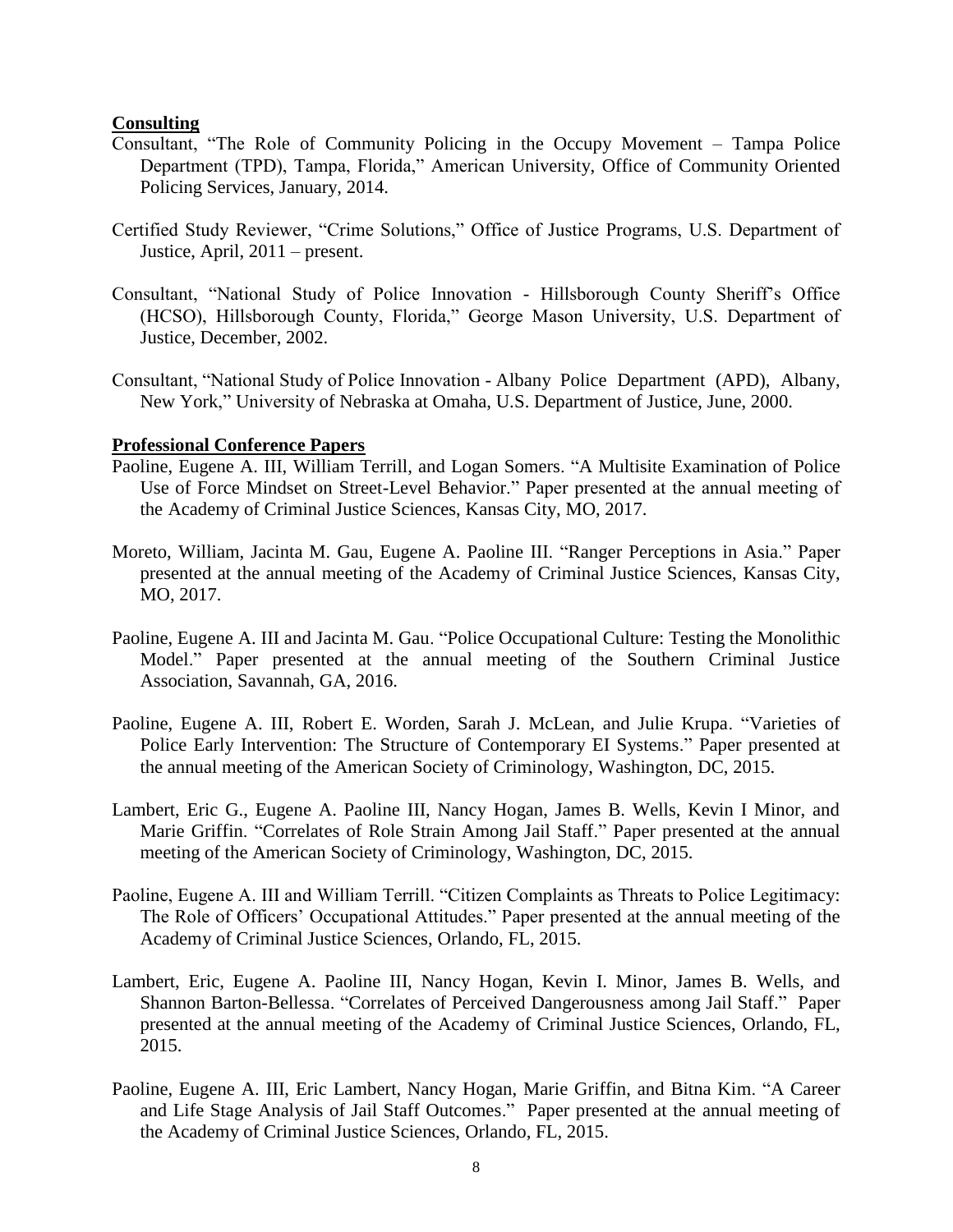**Consulting**

Consultant, "The Role of Community Policing in the Occupy Movement – Tampa Police Department (TPD), Tampa, Florida," American University, Office of Community Oriented Policing Services, January, 2014.

Certified Study Reviewer, "Crime Solutions," Office of Justice Programs, U.S. Department of Justice, April, 2011 – present.

Consultant, "National Study of Police Innovation - Hillsborough County Sheriff's Office (HCSO), Hillsborough County, Florida," George Mason University, U.S. Department of Justice, December, 2002.

Consultant, "National Study of Police Innovation - Albany Police Department (APD), Albany, New York," University of Nebraska at Omaha, U.S. Department of Justice, June, 2000.

**Professional Conference Papers**

Paoline, Eugene A. III, William Terrill, and Logan Somers. "A Multisite Examination of Police Use of Force Mindset on Street-Level Behavior." Paper presented at the annual meeting of the Academy of Criminal Justice Sciences, Kansas City, MO, 2017.

Moreto, William, Jacinta M. Gau, Eugene A. Paoline III. "Ranger Perceptions in Asia." Paper presented at the annual meeting of the Academy of Criminal Justice Sciences, Kansas City, MO, 2017.

Paoline, Eugene A. III and Jacinta M. Gau. "Police Occupational Culture: Testing the Monolithic Model." Paper presented at the annual meeting of the Southern Criminal Justice Association, Savannah, GA, 2016.

Paoline, Eugene A. III, Robert E. Worden, Sarah J. McLean, and Julie Krupa. "Varieties of Police Early Intervention: The Structure of Contemporary EI Systems." Paper presented at the annual meeting of the American Society of Criminology, Washington, DC, 2015.

Lambert, Eric G., Eugene A. Paoline III, Nancy Hogan, James B. Wells, Kevin I Minor, and Marie Griffin. "Correlates of Role Strain Among Jail Staff." Paper presented at the annual meeting of the American Society of Criminology, Washington, DC, 2015.

Paoline, Eugene A. III and William Terrill. "Citizen Complaints as Threats to Police Legitimacy: The Role of Officers' Occupational Attitudes." Paper presented at the annual meeting of the Academy of Criminal Justice Sciences, Orlando, FL, 2015.

Lambert, Eric, Eugene A. Paoline III, Nancy Hogan, Kevin I. Minor, James B. Wells, and Shannon Barton-Bellessa. "Correlates of Perceived Dangerousness among Jail Staff." Paper presented at the annual meeting of the Academy of Criminal Justice Sciences, Orlando, FL, 2015.

Paoline, Eugene A. III, Eric Lambert, Nancy Hogan, Marie Griffin, and Bitna Kim. "A Career and Life Stage Analysis of Jail Staff Outcomes." Paper presented at the annual meeting of the Academy of Criminal Justice Sciences, Orlando, FL, 2015.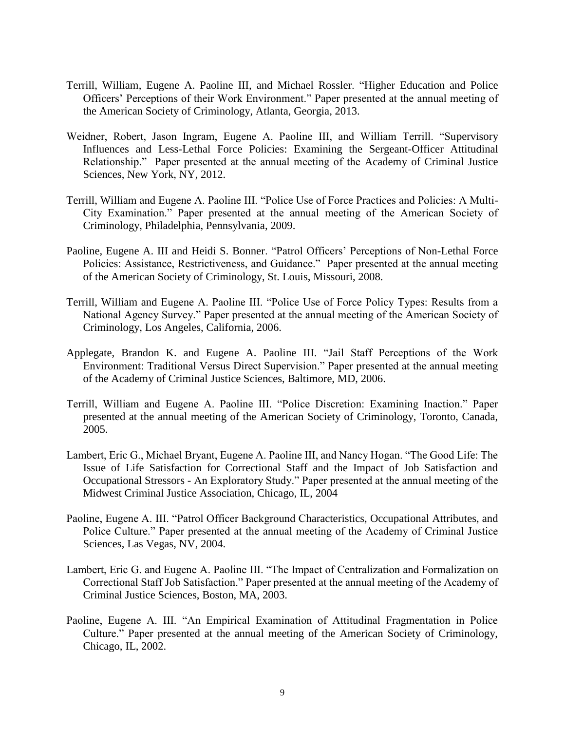Terrill, William, Eugene A. Paoline III, and Michael Rossler. "Higher Education and Police Officers' Perceptions of their Work Environment." Paper presented at the annual meeting of the American Society of Criminology, Atlanta, Georgia, 2013.

Weidner, Robert, Jason Ingram, Eugene A. Paoline III, and William Terrill. "Supervisory Influences and Less-Lethal Force Policies: Examining the Sergeant-Officer Attitudinal Relationship." Paper presented at the annual meeting of the Academy of Criminal Justice Sciences, New York, NY, 2012.

Terrill, William and Eugene A. Paoline III. "Police Use of Force Practices and Policies: A Multi-City Examination." Paper presented at the annual meeting of the American Society of Criminology, Philadelphia, Pennsylvania, 2009.

Paoline, Eugene A. III and Heidi S. Bonner. "Patrol Officers' Perceptions of Non-Lethal Force Policies: Assistance, Restrictiveness, and Guidance." Paper presented at the annual meeting of the American Society of Criminology, St. Louis, Missouri, 2008.

Terrill, William and Eugene A. Paoline III. "Police Use of Force Policy Types: Results from a National Agency Survey." Paper presented at the annual meeting of the American Society of Criminology, Los Angeles, California, 2006.

Applegate, Brandon K. and Eugene A. Paoline III. "Jail Staff Perceptions of the Work Environment: Traditional Versus Direct Supervision." Paper presented at the annual meeting of the Academy of Criminal Justice Sciences, Baltimore, MD, 2006.

Terrill, William and Eugene A. Paoline III. "Police Discretion: Examining Inaction." Paper presented at the annual meeting of the American Society of Criminology, Toronto, Canada, 2005.

Lambert, Eric G., Michael Bryant, Eugene A. Paoline III, and Nancy Hogan. "The Good Life: The Issue of Life Satisfaction for Correctional Staff and the Impact of Job Satisfaction and Occupational Stressors - An Exploratory Study." Paper presented at the annual meeting of the Midwest Criminal Justice Association, Chicago, IL, 2004

Paoline, Eugene A. III. "Patrol Officer Background Characteristics, Occupational Attributes, and Police Culture." Paper presented at the annual meeting of the Academy of Criminal Justice Sciences, Las Vegas, NV, 2004.

Lambert, Eric G. and Eugene A. Paoline III. "The Impact of Centralization and Formalization on Correctional Staff Job Satisfaction." Paper presented at the annual meeting of the Academy of Criminal Justice Sciences, Boston, MA, 2003.

Paoline, Eugene A. III. "An Empirical Examination of Attitudinal Fragmentation in Police Culture." Paper presented at the annual meeting of the American Society of Criminology, Chicago, IL, 2002.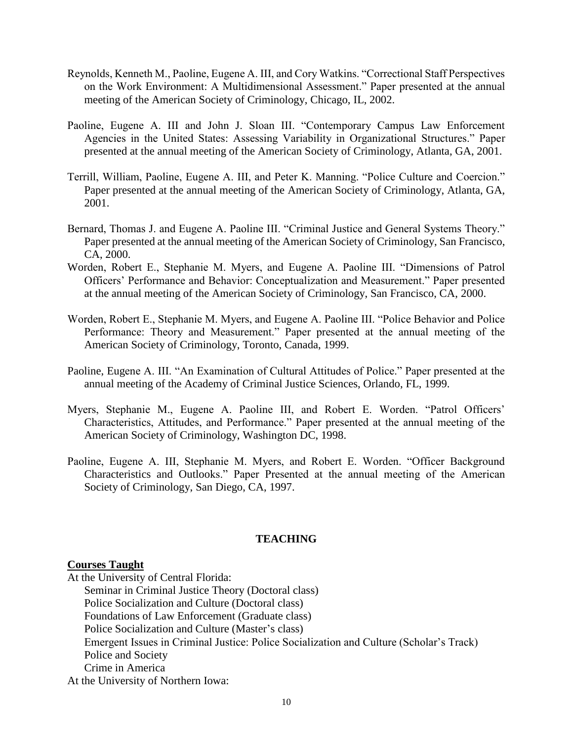Reynolds, Kenneth M., Paoline, Eugene A. III, and Cory Watkins. "Correctional Staff Perspectives on the Work Environment: A Multidimensional Assessment." Paper presented at the annual meeting of the American Society of Criminology, Chicago, IL, 2002.

Paoline, Eugene A. III and John J. Sloan III. "Contemporary Campus Law Enforcement Agencies in the United States: Assessing Variability in Organizational Structures." Paper presented at the annual meeting of the American Society of Criminology, Atlanta, GA, 2001.

Terrill, William, Paoline, Eugene A. III, and Peter K. Manning. "Police Culture and Coercion." Paper presented at the annual meeting of the American Society of Criminology, Atlanta, GA, 2001.

Bernard, Thomas J. and Eugene A. Paoline III. "Criminal Justice and General Systems Theory." Paper presented at the annual meeting of the American Society of Criminology, San Francisco, CA, 2000.

Worden, Robert E., Stephanie M. Myers, and Eugene A. Paoline III. "Dimensions of Patrol Officers' Performance and Behavior: Conceptualization and Measurement." Paper presented at the annual meeting of the American Society of Criminology, San Francisco, CA, 2000.

Worden, Robert E., Stephanie M. Myers, and Eugene A. Paoline III. "Police Behavior and Police Performance: Theory and Measurement." Paper presented at the annual meeting of the American Society of Criminology, Toronto, Canada, 1999.

Paoline, Eugene A. III. "An Examination of Cultural Attitudes of Police." Paper presented at the annual meeting of the Academy of Criminal Justice Sciences, Orlando, FL, 1999.

Myers, Stephanie M., Eugene A. Paoline III, and Robert E. Worden. "Patrol Officers' Characteristics, Attitudes, and Performance." Paper presented at the annual meeting of the American Society of Criminology, Washington DC, 1998.

Paoline, Eugene A. III, Stephanie M. Myers, and Robert E. Worden. "Officer Background Characteristics and Outlooks." Paper Presented at the annual meeting of the American Society of Criminology, San Diego, CA, 1997.

## TEACHING

**Courses Taught**

At the University of Central Florida:

- Seminar in Criminal Justice Theory (Doctoral class)
- Police Socialization and Culture (Doctoral class)
- Foundations of Law Enforcement (Graduate class)
- Police Socialization and Culture (Master's class)
- Emergent Issues in Criminal Justice: Police Socialization and Culture (Scholar's Track)
- Police and Society
- Crime in America

At the University of Northern Iowa: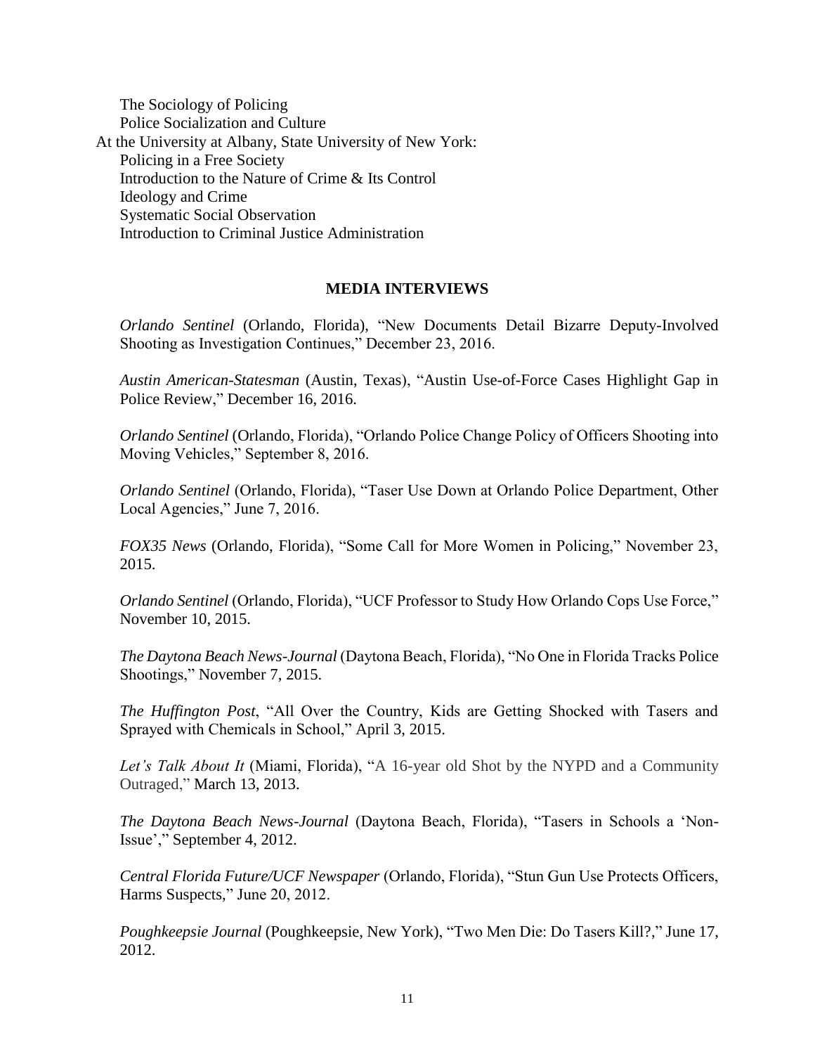The Sociology of Policing
Police Socialization and Culture

At the University at Albany, State University of New York:

Policing in a Free Society
Introduction to the Nature of Crime & Its Control
Ideology and Crime
Systematic Social Observation
Introduction to Criminal Justice Administration

## MEDIA INTERVIEWS

*Orlando Sentinel* (Orlando, Florida), "New Documents Detail Bizarre Deputy-Involved Shooting as Investigation Continues," December 23, 2016.

*Austin American-Statesman* (Austin, Texas), "Austin Use-of-Force Cases Highlight Gap in Police Review," December 16, 2016.

*Orlando Sentinel* (Orlando, Florida), "Orlando Police Change Policy of Officers Shooting into Moving Vehicles," September 8, 2016.

*Orlando Sentinel* (Orlando, Florida), "Taser Use Down at Orlando Police Department, Other Local Agencies," June 7, 2016.

*FOX35 News* (Orlando, Florida), "Some Call for More Women in Policing," November 23, 2015.

*Orlando Sentinel* (Orlando, Florida), "UCF Professor to Study How Orlando Cops Use Force," November 10, 2015.

*The Daytona Beach News-Journal* (Daytona Beach, Florida), "No One in Florida Tracks Police Shootings," November 7, 2015.

*The Huffington Post*, "All Over the Country, Kids are Getting Shocked with Tasers and Sprayed with Chemicals in School," April 3, 2015.

*Let's Talk About It* (Miami, Florida), "A 16-year old Shot by the NYPD and a Community Outraged," March 13, 2013.

*The Daytona Beach News-Journal* (Daytona Beach, Florida), "Tasers in Schools a 'Non-Issue'," September 4, 2012.

*Central Florida Future/UCF Newspaper* (Orlando, Florida), "Stun Gun Use Protects Officers, Harms Suspects," June 20, 2012.

*Poughkeepsie Journal* (Poughkeepsie, New York), "Two Men Die: Do Tasers Kill?," June 17, 2012.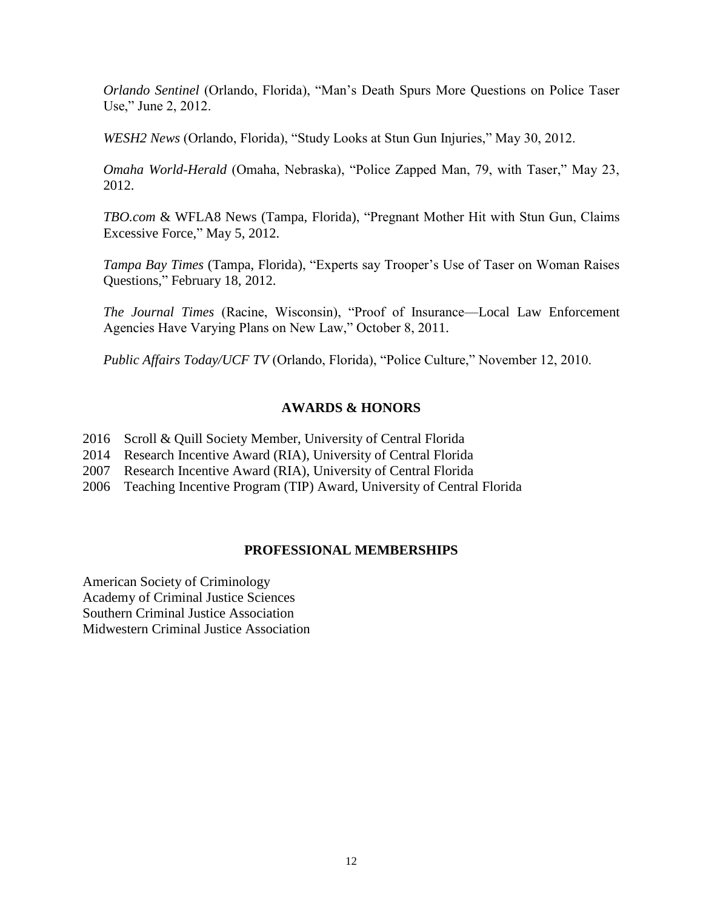*Orlando Sentinel* (Orlando, Florida), "Man's Death Spurs More Questions on Police Taser Use," June 2, 2012.

*WESH2 News* (Orlando, Florida), "Study Looks at Stun Gun Injuries," May 30, 2012.

*Omaha World-Herald* (Omaha, Nebraska), "Police Zapped Man, 79, with Taser," May 23, 2012.

*TBO.com* & WFLA8 News (Tampa, Florida), "Pregnant Mother Hit with Stun Gun, Claims Excessive Force," May 5, 2012.

*Tampa Bay Times* (Tampa, Florida), "Experts say Trooper's Use of Taser on Woman Raises Questions," February 18, 2012.

*The Journal Times* (Racine, Wisconsin), "Proof of Insurance—Local Law Enforcement Agencies Have Varying Plans on New Law," October 8, 2011.

*Public Affairs Today/UCF TV* (Orlando, Florida), "Police Culture," November 12, 2010.

## AWARDS & HONORS

2016 Scroll & Quill Society Member, University of Central Florida
2014 Research Incentive Award (RIA), University of Central Florida
2007 Research Incentive Award (RIA), University of Central Florida
2006 Teaching Incentive Program (TIP) Award, University of Central Florida

## PROFESSIONAL MEMBERSHIPS

American Society of Criminology
Academy of Criminal Justice Sciences
Southern Criminal Justice Association
Midwestern Criminal Justice Association